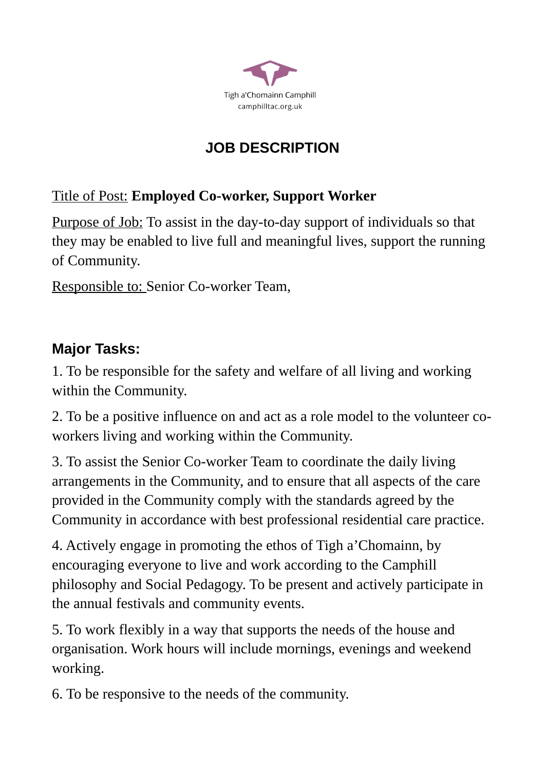Tigh a'Chomainn Camphill
camphilltac.org.uk

# JOB DESCRIPTION

Title of Post: **Employed Co-worker, Support Worker**

Purpose of Job: To assist in the day-to-day support of individuals so that they may be enabled to live full and meaningful lives, support the running of Community.

Responsible to: Senior Co-worker Team,

## Major Tasks:

1. To be responsible for the safety and welfare of all living and working within the Community.

2. To be a positive influence on and act as a role model to the volunteer co-workers living and working within the Community.

3. To assist the Senior Co-worker Team to coordinate the daily living arrangements in the Community, and to ensure that all aspects of the care provided in the Community comply with the standards agreed by the Community in accordance with best professional residential care practice.

4. Actively engage in promoting the ethos of Tigh a'Chomainn, by encouraging everyone to live and work according to the Camphill philosophy and Social Pedagogy. To be present and actively participate in the annual festivals and community events.

5. To work flexibly in a way that supports the needs of the house and organisation. Work hours will include mornings, evenings and weekend working.

6. To be responsive to the needs of the community.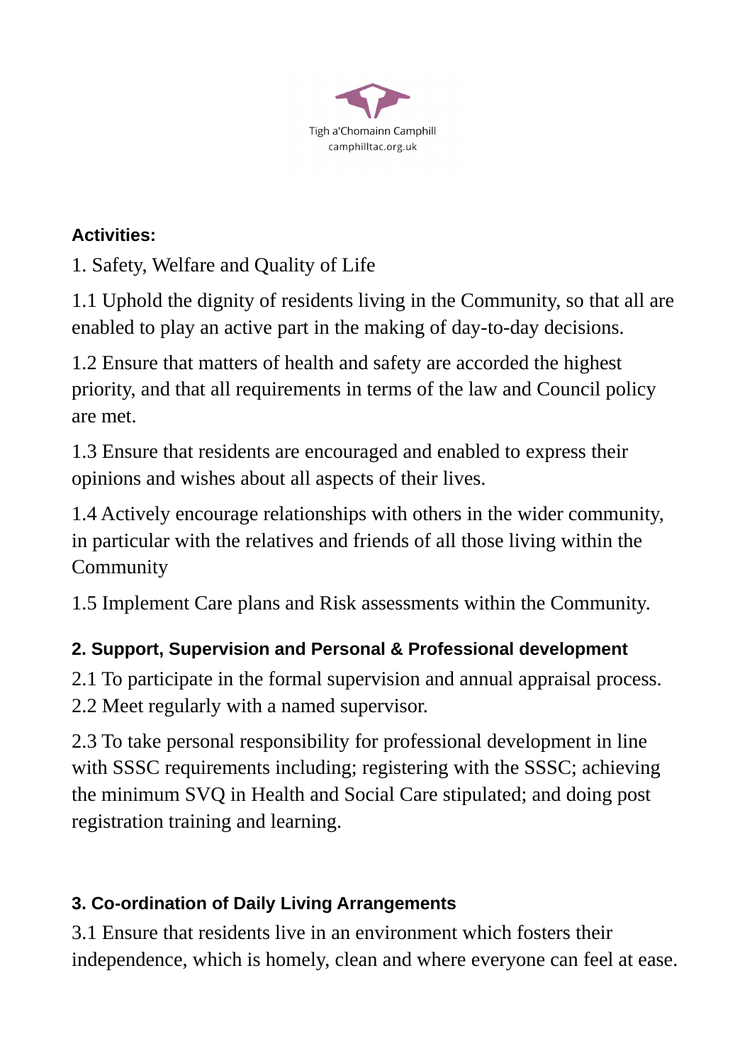**Activities:**

1. Safety, Welfare and Quality of Life

1.1 Uphold the dignity of residents living in the Community, so that all are enabled to play an active part in the making of day-to-day decisions.

1.2 Ensure that matters of health and safety are accorded the highest priority, and that all requirements in terms of the law and Council policy are met.

1.3 Ensure that residents are encouraged and enabled to express their opinions and wishes about all aspects of their lives.

1.4 Actively encourage relationships with others in the wider community, in particular with the relatives and friends of all those living within the Community

1.5 Implement Care plans and Risk assessments within the Community.

**2. Support, Supervision and Personal & Professional development**

2.1 To participate in the formal supervision and annual appraisal process.
2.2 Meet regularly with a named supervisor.

2.3 To take personal responsibility for professional development in line with SSSC requirements including; registering with the SSSC; achieving the minimum SVQ in Health and Social Care stipulated; and doing post registration training and learning.

**3. Co-ordination of Daily Living Arrangements**

3.1 Ensure that residents live in an environment which fosters their independence, which is homely, clean and where everyone can feel at ease.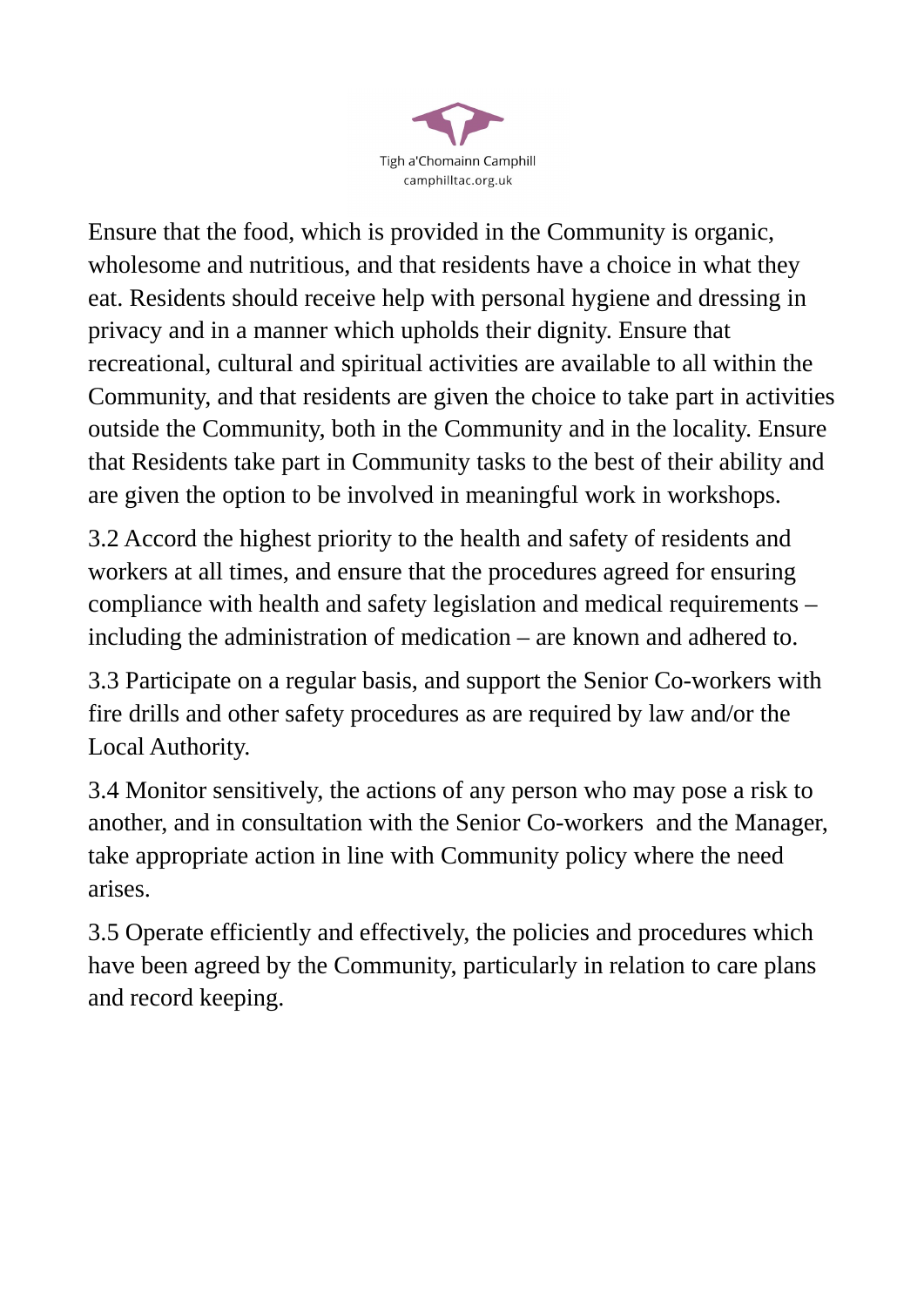Ensure that the food, which is provided in the Community is organic, wholesome and nutritious, and that residents have a choice in what they eat. Residents should receive help with personal hygiene and dressing in privacy and in a manner which upholds their dignity. Ensure that recreational, cultural and spiritual activities are available to all within the Community, and that residents are given the choice to take part in activities outside the Community, both in the Community and in the locality. Ensure that Residents take part in Community tasks to the best of their ability and are given the option to be involved in meaningful work in workshops.

3.2 Accord the highest priority to the health and safety of residents and workers at all times, and ensure that the procedures agreed for ensuring compliance with health and safety legislation and medical requirements – including the administration of medication – are known and adhered to.

3.3 Participate on a regular basis, and support the Senior Co-workers with fire drills and other safety procedures as are required by law and/or the Local Authority.

3.4 Monitor sensitively, the actions of any person who may pose a risk to another, and in consultation with the Senior Co-workers and the Manager, take appropriate action in line with Community policy where the need arises.

3.5 Operate efficiently and effectively, the policies and procedures which have been agreed by the Community, particularly in relation to care plans and record keeping.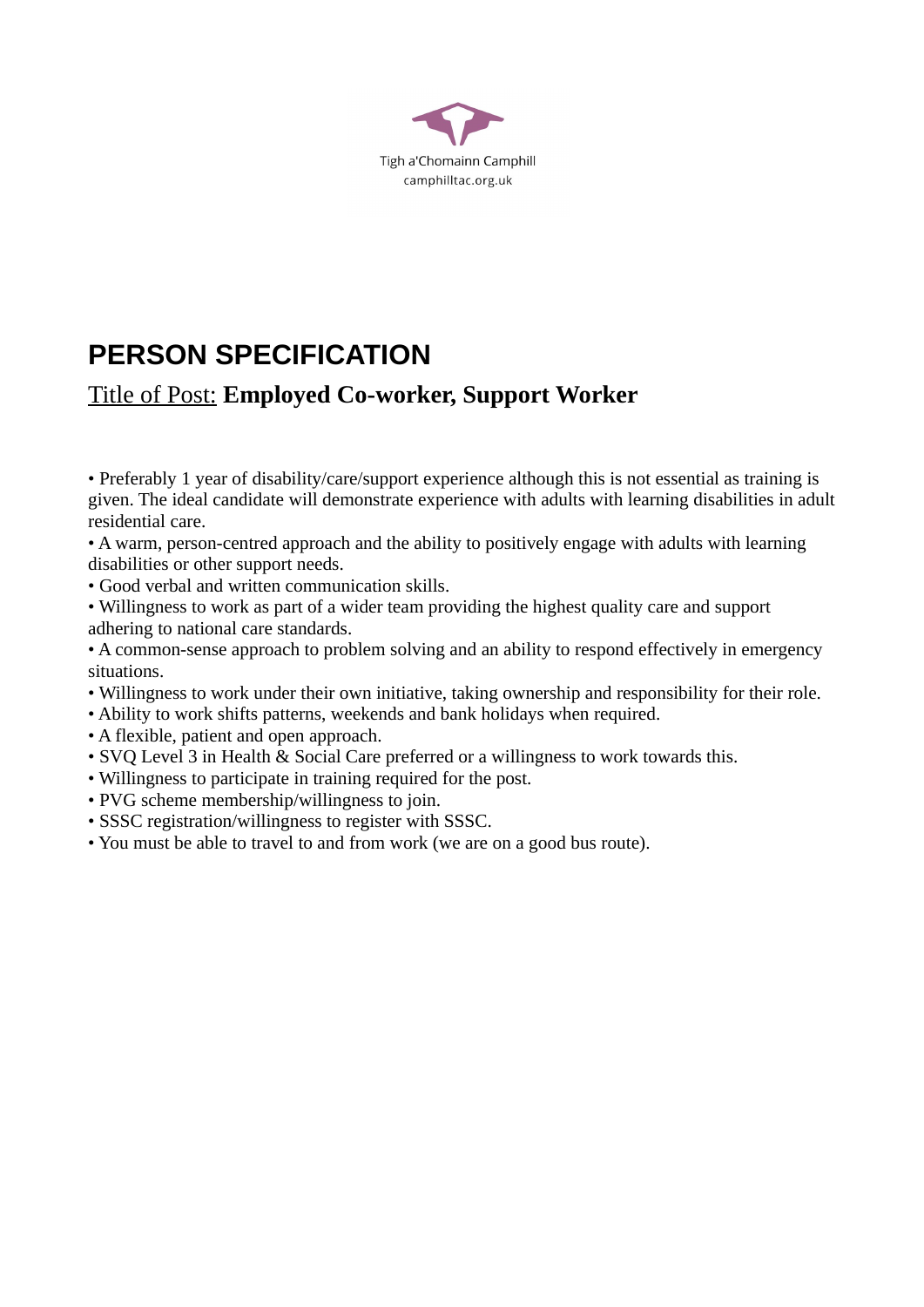Tigh a'Chomainn Camphill
camphilltac.org.uk

# PERSON SPECIFICATION

## Title of Post: **Employed Co-worker, Support Worker**

- Preferably 1 year of disability/care/support experience although this is not essential as training is given. The ideal candidate will demonstrate experience with adults with learning disabilities in adult residential care.
- A warm, person-centred approach and the ability to positively engage with adults with learning disabilities or other support needs.
- Good verbal and written communication skills.
- Willingness to work as part of a wider team providing the highest quality care and support adhering to national care standards.
- A common-sense approach to problem solving and an ability to respond effectively in emergency situations.
- Willingness to work under their own initiative, taking ownership and responsibility for their role.
- Ability to work shifts patterns, weekends and bank holidays when required.
- A flexible, patient and open approach.
- SVQ Level 3 in Health & Social Care preferred or a willingness to work towards this.
- Willingness to participate in training required for the post.
- PVG scheme membership/willingness to join.
- SSSC registration/willingness to register with SSSC.
- You must be able to travel to and from work (we are on a good bus route).